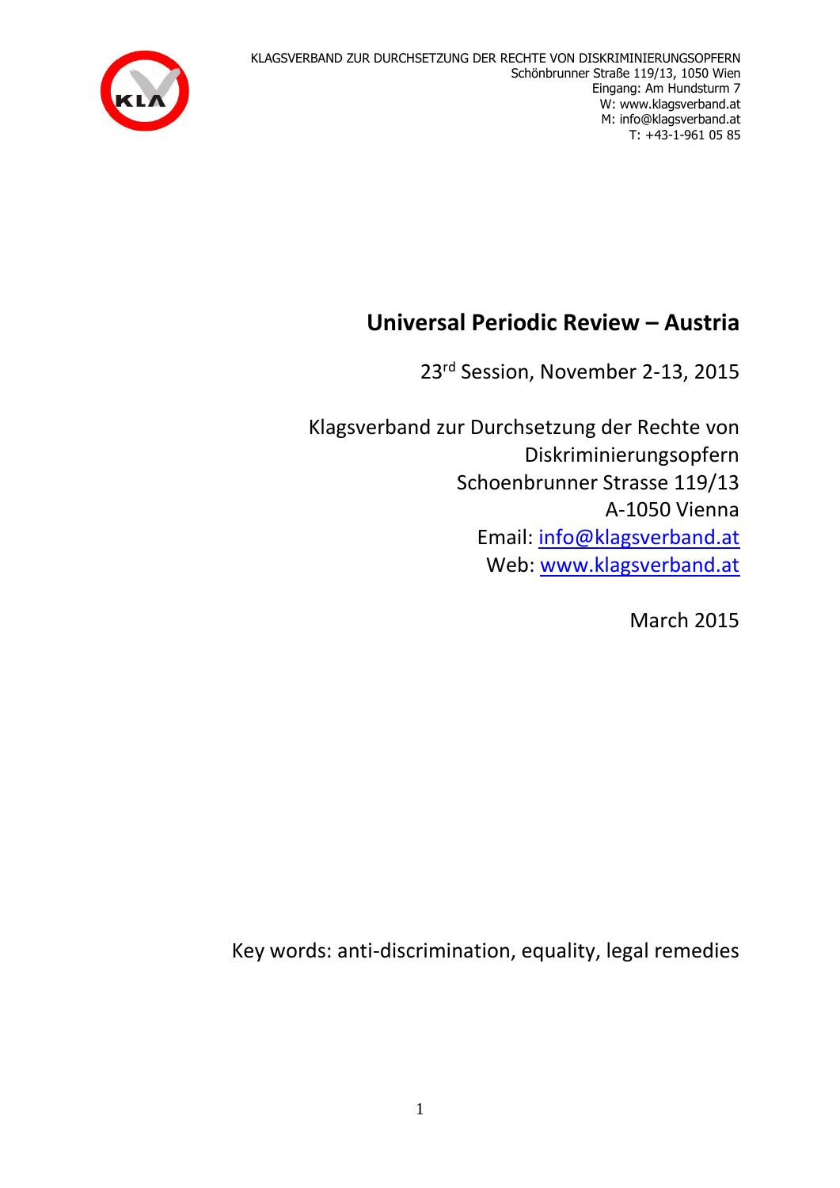KLAGSVERBAND ZUR DURCHSETZUNG DER RECHTE VON DISKRIMINIERUNGSOPFERN
Schönbrunner Straße 119/13, 1050 Wien
Eingang: Am Hundsturm 7
W: www.klagsverband.at
M: info@klagsverband.at
T: +43-1-961 05 85

# Universal Periodic Review – Austria

23rd Session, November 2-13, 2015

Klagsverband zur Durchsetzung der Rechte von Diskriminierungsopfern
Schoenbrunner Strasse 119/13
A-1050 Vienna
Email: info@klagsverband.at
Web: www.klagsverband.at

March 2015

Key words: anti-discrimination, equality, legal remedies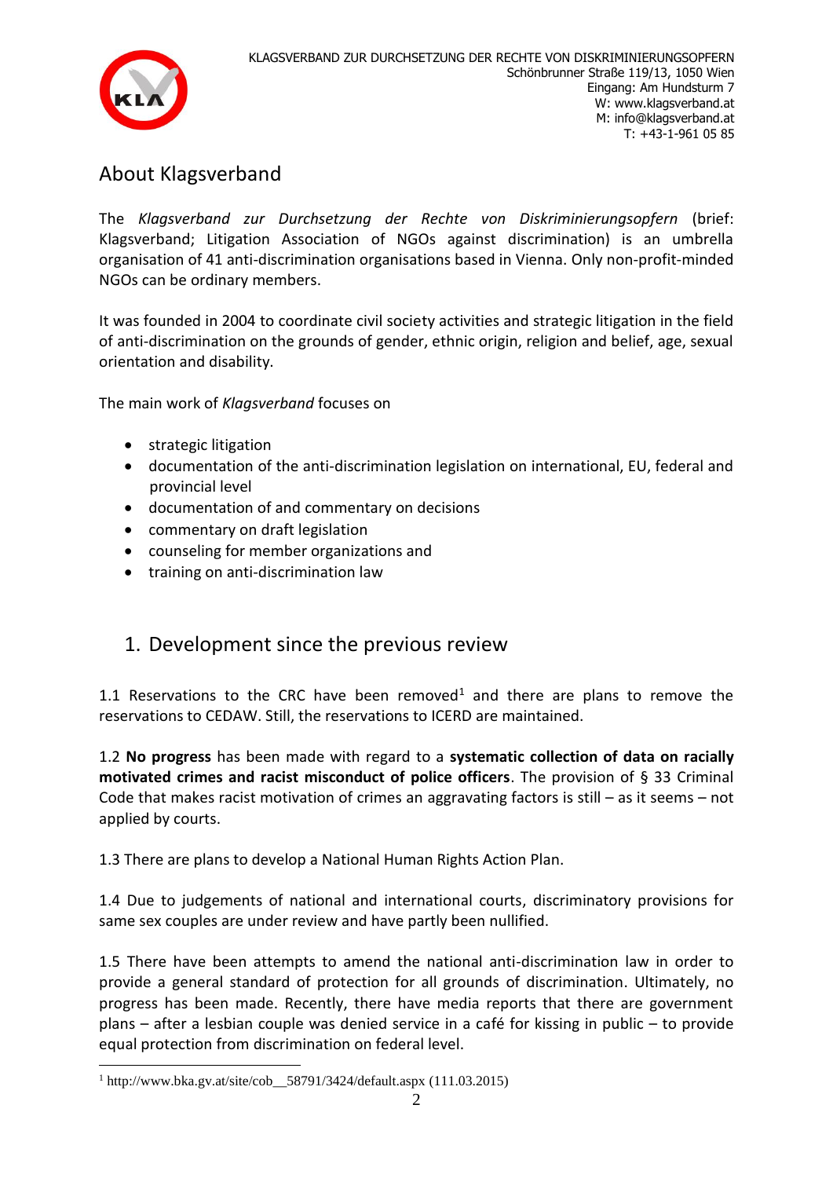KLAGSVERBAND ZUR DURCHSETZUNG DER RECHTE VON DISKRIMINIERUNGSOPFERN
Schönbrunner Straße 119/13, 1050 Wien
Eingang: Am Hundsturm 7
W: www.klagsverband.at
M: info@klagsverband.at
T: +43-1-961 05 85

## About Klagsverband

The *Klagsverband zur Durchsetzung der Rechte von Diskriminierungsopfern* (brief: Klagsverband; Litigation Association of NGOs against discrimination) is an umbrella organisation of 41 anti-discrimination organisations based in Vienna. Only non-profit-minded NGOs can be ordinary members.

It was founded in 2004 to coordinate civil society activities and strategic litigation in the field of anti-discrimination on the grounds of gender, ethnic origin, religion and belief, age, sexual orientation and disability.

The main work of *Klagsverband* focuses on

- strategic litigation
- documentation of the anti-discrimination legislation on international, EU, federal and provincial level
- documentation of and commentary on decisions
- commentary on draft legislation
- counseling for member organizations and
- training on anti-discrimination law

## 1. Development since the previous review

1.1 Reservations to the CRC have been removed[1] and there are plans to remove the reservations to CEDAW. Still, the reservations to ICERD are maintained.

1.2 **No progress** has been made with regard to a **systematic collection of data on racially motivated crimes and racist misconduct of police officers**. The provision of § 33 Criminal Code that makes racist motivation of crimes an aggravating factors is still – as it seems – not applied by courts.

1.3 There are plans to develop a National Human Rights Action Plan.

1.4 Due to judgements of national and international courts, discriminatory provisions for same sex couples are under review and have partly been nullified.

1.5 There have been attempts to amend the national anti-discrimination law in order to provide a general standard of protection for all grounds of discrimination. Ultimately, no progress has been made. Recently, there have media reports that there are government plans – after a lesbian couple was denied service in a café for kissing in public – to provide equal protection from discrimination on federal level.

[1] http://www.bka.gv.at/site/cob__58791/3424/default.aspx (111.03.2015)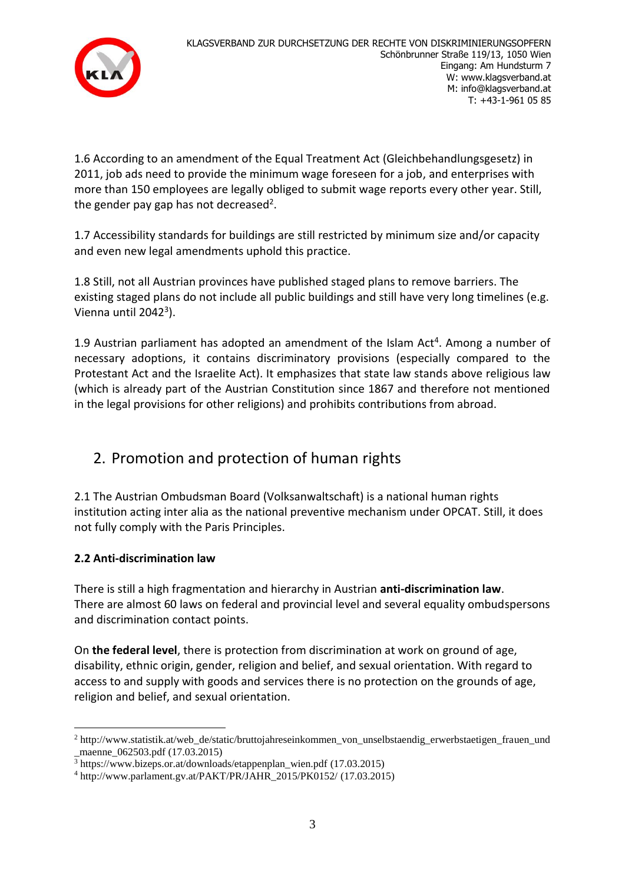1.6 According to an amendment of the Equal Treatment Act (Gleichbehandlungsgesetz) in 2011, job ads need to provide the minimum wage foreseen for a job, and enterprises with more than 150 employees are legally obliged to submit wage reports every other year. Still, the gender pay gap has not decreased[2].

1.7 Accessibility standards for buildings are still restricted by minimum size and/or capacity and even new legal amendments uphold this practice.

1.8 Still, not all Austrian provinces have published staged plans to remove barriers. The existing staged plans do not include all public buildings and still have very long timelines (e.g. Vienna until 2042[3]).

1.9 Austrian parliament has adopted an amendment of the Islam Act[4]. Among a number of necessary adoptions, it contains discriminatory provisions (especially compared to the Protestant Act and the Israelite Act). It emphasizes that state law stands above religious law (which is already part of the Austrian Constitution since 1867 and therefore not mentioned in the legal provisions for other religions) and prohibits contributions from abroad.

## 2. Promotion and protection of human rights

2.1 The Austrian Ombudsman Board (Volksanwaltschaft) is a national human rights institution acting inter alia as the national preventive mechanism under OPCAT. Still, it does not fully comply with the Paris Principles.

### 2.2 Anti-discrimination law

There is still a high fragmentation and hierarchy in Austrian **anti-discrimination law**. There are almost 60 laws on federal and provincial level and several equality ombudspersons and discrimination contact points.

On **the federal level**, there is protection from discrimination at work on ground of age, disability, ethnic origin, gender, religion and belief, and sexual orientation. With regard to access to and supply with goods and services there is no protection on the grounds of age, religion and belief, and sexual orientation.

---

[2] http://www.statistik.at/web_de/static/bruttojahreseinkommen_von_unselbstaendig_erwerbstaetigen_frauen_und_maenne_062503.pdf (17.03.2015)

[3] https://www.bizeps.or.at/downloads/etappenplan_wien.pdf (17.03.2015)

[4] http://www.parlament.gv.at/PAKT/PR/JAHR_2015/PK0152/ (17.03.2015)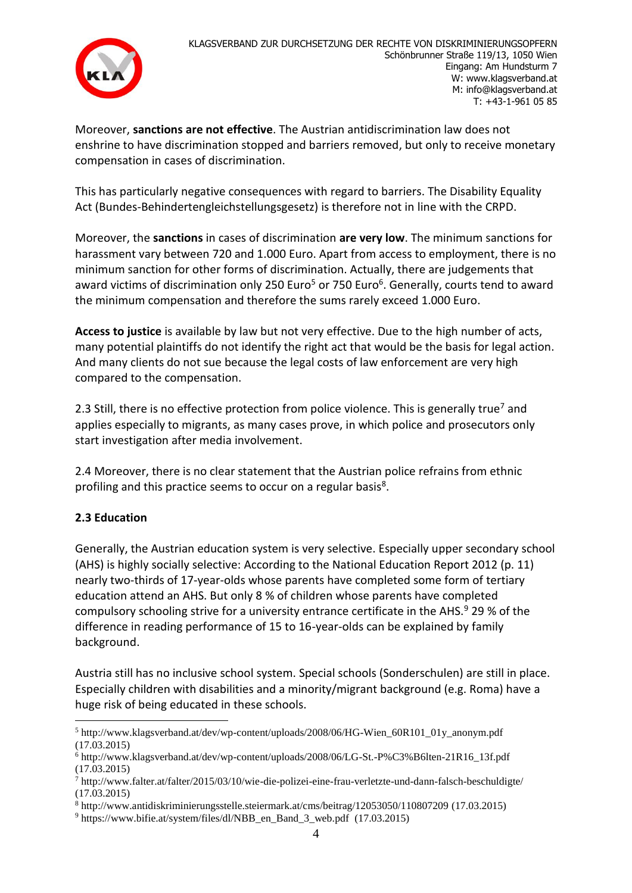Moreover, **sanctions are not effective**. The Austrian antidiscrimination law does not enshrine to have discrimination stopped and barriers removed, but only to receive monetary compensation in cases of discrimination.

This has particularly negative consequences with regard to barriers. The Disability Equality Act (Bundes-Behindertengleichstellungsgesetz) is therefore not in line with the CRPD.

Moreover, the **sanctions** in cases of discrimination **are very low**. The minimum sanctions for harassment vary between 720 and 1.000 Euro. Apart from access to employment, there is no minimum sanction for other forms of discrimination. Actually, there are judgements that award victims of discrimination only 250 Euro[5] or 750 Euro[6]. Generally, courts tend to award the minimum compensation and therefore the sums rarely exceed 1.000 Euro.

**Access to justice** is available by law but not very effective. Due to the high number of acts, many potential plaintiffs do not identify the right act that would be the basis for legal action. And many clients do not sue because the legal costs of law enforcement are very high compared to the compensation.

2.3 Still, there is no effective protection from police violence. This is generally true[7] and applies especially to migrants, as many cases prove, in which police and prosecutors only start investigation after media involvement.

2.4 Moreover, there is no clear statement that the Austrian police refrains from ethnic profiling and this practice seems to occur on a regular basis[8].

### 2.3 Education

Generally, the Austrian education system is very selective. Especially upper secondary school (AHS) is highly socially selective: According to the National Education Report 2012 (p. 11) nearly two-thirds of 17-year-olds whose parents have completed some form of tertiary education attend an AHS. But only 8 % of children whose parents have completed compulsory schooling strive for a university entrance certificate in the AHS.[9] 29 % of the difference in reading performance of 15 to 16-year-olds can be explained by family background.

Austria still has no inclusive school system. Special schools (Sonderschulen) are still in place. Especially children with disabilities and a minority/migrant background (e.g. Roma) have a huge risk of being educated in these schools.

---

[5] http://www.klagsverband.at/dev/wp-content/uploads/2008/06/HG-Wien_60R101_01y_anonym.pdf (17.03.2015)

[6] http://www.klagsverband.at/dev/wp-content/uploads/2008/06/LG-St.-P%C3%B6lten-21R16_13f.pdf (17.03.2015)

[7] http://www.falter.at/falter/2015/03/10/wie-die-polizei-eine-frau-verletzte-und-dann-falsch-beschuldigte/ (17.03.2015)

[8] http://www.antidiskriminierungsstelle.steiermark.at/cms/beitrag/12053050/110807209 (17.03.2015)

[9] https://www.bifie.at/system/files/dl/NBB_en_Band_3_web.pdf (17.03.2015)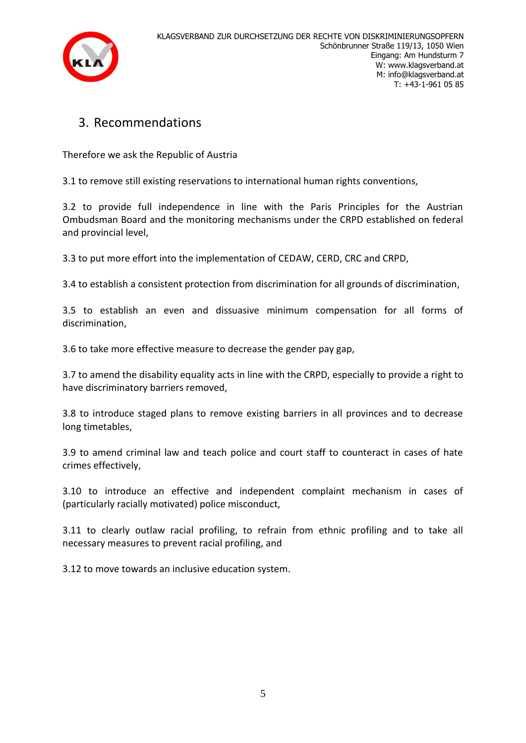## 3. Recommendations

Therefore we ask the Republic of Austria

3.1 to remove still existing reservations to international human rights conventions,

3.2 to provide full independence in line with the Paris Principles for the Austrian Ombudsman Board and the monitoring mechanisms under the CRPD established on federal and provincial level,

3.3 to put more effort into the implementation of CEDAW, CERD, CRC and CRPD,

3.4 to establish a consistent protection from discrimination for all grounds of discrimination,

3.5 to establish an even and dissuasive minimum compensation for all forms of discrimination,

3.6 to take more effective measure to decrease the gender pay gap,

3.7 to amend the disability equality acts in line with the CRPD, especially to provide a right to have discriminatory barriers removed,

3.8 to introduce staged plans to remove existing barriers in all provinces and to decrease long timetables,

3.9 to amend criminal law and teach police and court staff to counteract in cases of hate crimes effectively,

3.10 to introduce an effective and independent complaint mechanism in cases of (particularly racially motivated) police misconduct,

3.11 to clearly outlaw racial profiling, to refrain from ethnic profiling and to take all necessary measures to prevent racial profiling, and

3.12 to move towards an inclusive education system.